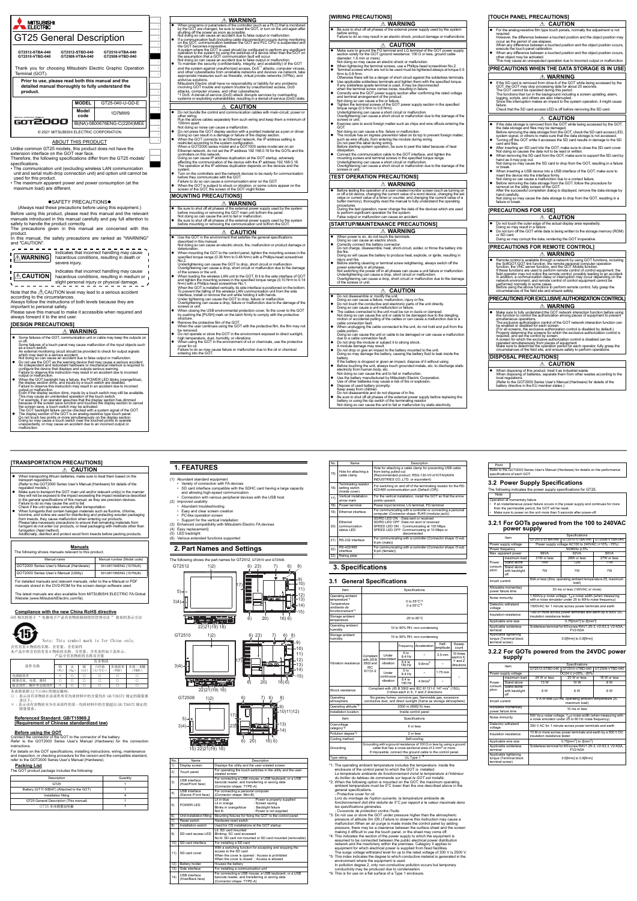# GT25 General Description

GT2512-STBA-040 GT2512-STBD-040 GT2510-VTBA-040
GT2510-VTBD-040 GT2508-VTBA-040 GT2508-VTBD-040

Thank you for choosing Mitsubishi Electric Graphic Operation Terminal (GOT).

**Prior to use, please read both this manual and the detailed manual thoroughly to fully understand the product.**

| MODEL | GT25-040-U-GD-E |
|---|---|
| Model code | 1D7MW9 |
| | IB(NA)-0800676ENG-C(2204)MEE |

© 2021 MITSUBISHI ELECTRIC CORPORATION

## ABOUT THIS PRODUCT

Unlike common GT25 models, this product does not have the extension interface on the GOT rear face.
Therefore, the following specifications differ from the GT25 models' specifications.
- The communication unit (excluding wireless LAN communication unit and serial multi-drop connection unit) and option unit cannot be used for this product.
- The maximum apparent power and power consumption (at the maximum load) are different.

## ●SAFETY PRECAUTIONS●

(Always read these precautions before using this equipment.)

Before using this product, please read this manual and the relevant manuals introduced in this manual carefully and pay full attention to safety to handle the product correctly.
The precautions given in this manual are concerned with this product.
In this manual, the safety precautions are ranked as "WARNING" and "CAUTION".

| | |
|---|---|
| ⚠WARNING | Indicates that incorrect handling may cause hazardous conditions, resulting in death or severe injury. |
| ⚠CAUTION | Indicates that incorrect handling may cause hazardous conditions, resulting in medium or slight personal injury or physical damage. |

Note that the ⚠CAUTION level may lead to a serious accident according to the circumstances.
Always follow the instructions of both levels because they are important to personal safety.
Please save this manual to make it accessible when required and always forward it to the end user.

## [DESIGN PRECAUTIONS]

### ⚠ WARNING

- Some failures of the GOT, communication unit or cable may keep the outputs on or off.
  Some failures of a touch panel may cause malfunction of the input objects such as a touch switch.
  An external monitoring circuit should be provided to check for output signals which may lead to a serious accident.
  Not doing so can cause an accident due to false output or malfunction.
- Do not use the GOT as the warning device that may cause a serious accident.
  An independent and redundant hardware or mechanical interlock is required to configure the device that displays and outputs serious warnings.
  Failure to observe this instruction may result in an accident due to incorrect output or malfunction.
- When the GOT backlight has a failure, the POWER LED blinks (orange/blue), the display section dims, and inputs by a touch switch are disabled.
  Failure to observe this instruction may result in an accident due to incorrect output or malfunction.
  Even if the display section dims, inputs by a touch switch may still be available.
  This may cause an unintended operation of the touch switch.
  For example, if an operator assumes that the display section has dimmed because of the screen save function and touches the display section to cancel the screen save, a touch switch may be activated.
  The GOT backlight failure can be checked with a system signal of the GOT.
- The display section of the GOT is an analog-resistive type touch panel.
  Do not touch two points or more simultaneously on the display section.
  Doing so may cause a touch switch near the touched points to operate unexpectedly, or may cause an accident due to an incorrect output or malfunction.
- When programs or parameters of the controller (such as a PLC) that is monitored by the GOT are changed, be sure to reset the GOT, or turn on the unit again after shutting off the power as soon as possible.
  Not doing so can cause an accident due to false output or malfunction.
- If a communication fault (including cable disconnection) occurs during monitoring on the GOT, communication between the GOT and PLC CPU is suspended and the GOT becomes inoperative.
  A system where the GOT is used should be configured to perform any significant operation to the system by using the switches of a device other than the GOT on the assumption that a GOT communication fault will occur.
  Not doing so can cause an accident due to false output or malfunction.
- To maintain the security (confidentiality, integrity, and availability) of the GOT and the system against unauthorized access, DoS*1 attacks, computer viruses, and other cyberattacks from unreliable networks and devices via network, take appropriate measures such as firewalls, virtual private networks (VPNs), and antivirus solutions.
  Mitsubishi Electric shall have no responsibility or liability for any problems involving GOT trouble and system trouble by unauthorized access, DoS attacks, computer viruses, and other cyberattacks.
  *1 DoS: A denial-of-service (DoS) attack disrupts services by overloading systems or exploiting vulnerabilities, resulting in a denial-of-service (DoS) state.

### ⚠ CAUTION

- Do not bundle the control and communication cables with main-circuit, power or other wiring.
  Run the above cables separately from such wiring and keep them a minimum of 100mm apart.
  Not doing so noise can cause a malfunction.
- Do not press the GOT display section with a pointed material as a pen or driver.
  Doing so can result in a damage or failure of the display section.
- When the GOT connects to an Ethernet network, the IP address setting is restricted according to the system configuration.
  When a GOT2000 series model and a GOT1000 series model are on an Ethernet network, do not set the IP address 192.168.0.18 for the GOTs and the controllers on this network.
  Doing so can cause IP address duplication at the GOT startup, adversely affecting the communication of the device with the IP address 192.168.0.18.
  The operation at the IP address duplication depends on the devices and the system.
- Turn on the controllers and the network devices to be ready for communication before they communicate with the GOT.
  Failure to do so can cause a communication error on the GOT.
- When the GOT is subject to shock or vibration, or some colors appear on the screen of the GOT, the screen of the GOT might flicker.

## [MOUNTING PRECAUTIONS]

### ⚠ WARNING

- Be sure to shut off all phases of the external power supply used by the system before mounting or removing the GOT main unit to/from the panel.
  Not doing so can cause the unit to fail or malfunction.
- Be sure to shut off all phases of the external power supply used by the system before mounting or removing the communication unit to/from the GOT.

### ⚠ CAUTION

- Use the GOT in the environment that satisfies the general specifications described in this manual.
  Not doing so can cause an electric shock, fire, malfunction or product damage or deterioration.
- When mounting the GOT to the control panel, tighten the mounting screws in the specified torque range (0.36 N•m to 0.48 N•m) with a Phillips-head screwdriver No.2.
  Undertightening can cause the GOT to drop, short circuit or malfunction.
  Overtightening can cause a drop, short circuit or malfunction due to the damage of the screws or the unit.
- When installing the wireless LAN unit to the GOT, fit it to the side interface of GOT and tighten the mounting screws in the specified torque range (0.10 N•m to 0.14 N•m) with a Phillips-head screwdriver No.1.
  When the GOT is installed vertically, its side interface is positioned on the bottom. To prevent the falling of the wireless LAN communication unit from the side interface, install or remove the unit while holding it with hands.
  Under tightening can cause the GOT to drop, failure or malfunction.
  Overtightening can cause a drop, failure or malfunction due to the damage of the screws or unit.
- When closing the USB environmental protection cover, fix the cover to the GOT by pushing the [PUSH] mark on the latch firmly to comply with the protective structure.
- Remove the protective film of the GOT.
  When the user continues using the GOT with the protective film, the film may not be removed.
- Do not operate or store the GOT in the environment exposed to direct sunlight, high temperature, dust, humidity, or vibrations.
- When using the GOT in the environment of oil or chemicals, use the protective cover for oil.
  Failure to do so may cause failure or malfunction due to the oil or chemical entering into the GOT.

## [WIRING PRECAUTIONS]

### ⚠ WARNING

- Be sure to shut off all phases of the external power supply used by the system before wiring.
  Failure to do so may result in an electric shock, product damage or malfunctions.

### ⚠ CAUTION

- Make sure to ground the FG terminal and LG terminal of the GOT power supply section solely for the GOT (ground resistance: 100 Ω or less, ground cable diameter: 1.6 mm or more).
  Not doing so may cause an electric shock or malfunction.
- When tightening the terminal screws, use a Phillips-head screwdriver No.2.
- Terminal screws which are not to be used must be tightened always at torque 0.5 N•m to 0.8 N•m.
  Otherwise there will be a danger of short circuit against the solderless terminals.
- Use applicable solderless terminals and tighten them with the specified torque.
  If any solderless spade terminal is used, it may be disconnected when the terminal screw comes loose, resulting in failure.
- Correctly wire the GOT power supply section after confirming the rated voltage and terminal arrangement of the product.
  Not doing so can cause a fire or failure.
- Tighten the terminal screws of the GOT power supply section in the specified torque range (0.5 N•m to 0.8 N•m).
  Undertightening can cause a short circuit or malfunction.
  Overtightening can cause a short circuit or malfunction due to the damage of the screws or unit.
- Exercise care to avoid foreign matter such as chips and wire offcuts entering the GOT.
  Not doing so can cause a fire, failure or malfunction.
- The module has an ingress prevention label on its top to prevent foreign matter, such as wire offcuts, from entering the module during wiring.
  Do not peel this label during wiring.
  Before starting system operation, be sure to peel this label because of heat dissipation.
- Connect the communication cable to the GOT interface, and tighten the mounting screws and terminal screws in the specified torque range.
  Undertightening can cause a short circuit or malfunction.
  Overtightening can cause a short circuit or malfunction due to the damage of the screws or unit.

## [TEST OPERATION PRECAUTIONS]

### ⚠ WARNING

- Before testing the operation of a user-created monitor screen (such as turning on or off a bit device, changing the current value of a word device, changing the set value or current value of a timer or counter, and changing the current value of a buffer memory), thoroughly read the manual to fully understand the operating procedures.
  During the test operation, never change the data of the devices which are used to perform significant operation for the system.
  False output or malfunction can cause an accident.

## [STARTUP/MAINTENANCE PRECAUTIONS]

### ⚠ WARNING

- When power is on, do not touch the terminals.
  Doing so can cause an electric shock.
- Correctly connect the battery connector.
  Do not charge, disassemble, heat, short-circuit, solder, or throw the battery into the fire.
  Doing so will cause the battery to produce heat, explode, or ignite, resulting in injury and fire.
- Before starting cleaning or terminal screw retightening, always switch off the power externally in all phases.
  Not switching the power off in all phases can cause a unit failure or malfunction.
  Undertightening can cause a drop, short circuit or malfunction.
  Overtightening can cause a drop, short circuit or malfunction due to the damage of the screws or unit.

### ⚠ CAUTION

- Do not disassemble or modify the unit.
  Doing so can cause a failure, malfunction, injury or fire.
- Do not touch the conductive and electronic parts of the unit directly.
  Doing so can cause a unit malfunction or failure.
- The cables connected to the unit must be run in ducts or clamped.
  Not doing so can cause the unit or cable to be damaged due to the dangling, motion or accidental pulling of the cables or can cause a malfunction due to a cable connection fault.
- When unplugging the cable connected to the unit, do not hold and pull from the cable portion.
  Doing so can cause the unit or cable to be damaged or can cause a malfunction due to a cable connection fault.
- Do not drop the module or subject it to strong shock.
  A module damage may result.
- Do not drop or give an impact to the battery mounted to the unit.
  Doing so may damage the battery, causing the battery fluid to leak inside the battery.
  If the battery is dropped or given an impact, dispose of it without using.
- Before touching the unit, always touch grounded metals, etc. to discharge static electricity from human body, etc.
  Not doing so can cause the unit to fail or malfunction.
- Use the battery manufactured by Mitsubishi Electric Corporation.
  Use of other batteries may cause a risk of fire or explosion.
- Dispose of used battery promptly.
  Keep away from children.
  Do not disassemble and do not dispose of in fire.
- Be sure to shut off all phases of the external power supply before replacing the battery or using the dip switch of the terminating resistor.
  Not doing so can cause the unit to fail or malfunction by static electricity.

## [TOUCH PANEL PRECAUTIONS]

### ⚠ CAUTION

- For the analog-resistive film type touch panels, normally the adjustment is not required.
  However, the difference between a touched position and the object position may occur as the period of use elapses.
  When any difference between a touched position and the object position occurs, execute the touch panel calibration.
- When any difference between a touched position and the object position occurs, other object may be activated.
  This may cause an unexpected operation due to incorrect output or malfunction.

## [PRECAUTIONS WHEN THE DATA STORAGE IS IN USE]

### ⚠ WARNING

- If the SD card is removed from drive A of the GOT while being accessed by the GOT, the GOT may stop processing data for about 20 seconds.
  The GOT cannot be operated during this period.
  The functions that run in the background including a screen updating, alarm, logging, scripts, and others are also interrupted.
  Since this interruption makes an impact to the system operation, it might cause failure.
  Check that the SD card access LED is off before removing the SD card.

### ⚠ CAUTION

- If the data storage is removed from the GOT while being accessed by the GOT, the data storage and files may be damaged.
  Before removing the data storage from the GOT, check the SD card access LED, system signal, or others to make sure that the data storage is not accessed.
- Turning off the GOT while it accesses the SD card results in damage to the SD card and files.
- After inserting an SD card into the GOT, make sure to close the SD card cover.
  Not doing so causes the data not to be read or written.
- When removing the SD card from the GOT, make sure to support the SD card by hand as it may pop out.
  Not doing so may cause the SD card to drop from the GOT, resulting in a failure or break.
- When inserting a USB device into a USB interface of the GOT, make sure to insert the device into the interface firmly.
  Not doing so can cause a malfunction due to a contact failure.
- Before removing the data storage from the GOT, follow the procedure for removal on the utility screen of the GOT.
  After the successful completion dialog is displayed, remove the data storage by hand carefully.
  Not doing so may cause the data storage to drop from the GOT, resulting in a failure or break.

## [PRECAUTIONS FOR USE]

### ⚠ CAUTION

- Do not touch the outer edge of the actual display area repeatedly.
  Doing so may result in a failure.
- Do not turn off the GOT while data is being written to the storage memory (ROM) or SD card.
  Doing so may corrupt the data, rendering the GOT inoperative.

## [PRECAUTIONS FOR REMOTE CONTROL]

### ⚠ WARNING

- Remote control is available through a network by using GOT functions, including the SoftGOT-GOT link function, the remote personal computer operation function, the VNC server function, and the GOT Mobile function.
  If these functions are used to perform remote control of control equipment, the field operator may not notice the remote control, possibly leading to an accident.
  In addition, a communication delay or interruption may occur depending on the network environment, and remote control of control equipment cannot be performed normally in some cases.
  Before using the above functions to perform remote control, fully grasp the circumstances of the field site and ensure safety.

## [PRECAUTIONS FOR EXCLUSIVE AUTHORIZATION CONTROL]

### ⚠ WARNING

- Make sure to fully understand the GOT network interaction function before using this function to control the authorization among pieces of equipment to prevent simultaneous operations.
  The exclusive authorization control of the GOT network interaction function can be enabled or disabled for each screen.
  (For all screens, the exclusive authorization control is disabled by default.)
  Properly determine the screens for which the exclusive authorization control is required, and set the control by screen.
  A screen for which the exclusive authorization control is disabled can be operated simultaneously from pieces of equipment.
  Make sure to determine the operation period for each operator, fully grasp the circumstances of the field site, and ensure safety to perform operations.

## [DISPOSAL PRECAUTIONS]

### ⚠ CAUTION

- When disposing of this product, treat it as industrial waste.
  When disposing of batteries, separate them from other wastes according to the local regulations.
  (Refer to the GOT2000 Series User's Manual (Hardware) for details of the battery directive in the EU member states.)

## [TRANSPORTATION PRECAUTIONS]

### ⚠ CAUTION

- When transporting lithium batteries, make sure to treat them based on the transport regulations.
  (Refer to the GOT2000 Series User's Manual (Hardware) for details of the regulated models.)
- Make sure to transport the GOT main unit and/or relevant unit(s) in the manner they will not be exposed to the impact exceeding the impact resistance described in the general specifications of this manual, as they are precision devices.
  Failure to do so may cause the unit to fail.
  Check if the unit operates correctly after transportation.
- When fumigants that contain halogen materials such as fluorine, chlorine, bromine, and iodine are used for disinfecting and protecting wooden packaging from insects, they cause malfunction when entering our products.
  Please take necessary precautions to ensure that remaining materials from fumigant do not enter our products, or treat packaging with methods other than fumigation (heat method).
  Additionally, disinfect and protect wood from insects before packing products.

## Manuals

The following shows manuals relevant to this product.

| Manual name | Manual number (Model code) |
|---|---|
| GOT2000 Series User's Manual (Hardware) | SH-081194ENG (1D7MJ5) |
| GOT2000 Series User's Manual (Utility) | SH-081195ENG (1D7MJ6) |

For detailed manuals and relevant manuals, refer to the e-Manual or PDF manuals stored in the DVD-ROM for the screen design software used.

The latest manuals are also available from MITSUBISHI ELECTRIC FA Global Website (www.MitsubishiElectric.com/fa).

## Compliance with the new China RoHS directive

GOT 相关的部件于 "电器电子产品有害物质限制使用管理办法" 要求的表示方法

Note: This symbol mark is for China only.

含有有害6物质的名称，含有量，含有部件
本产品中所含有的有害6物质的名称，含有量，含有部件如下表所示。

| 部件名称 | 有害物质 | | | | | |
|---|---|---|---|---|---|---|
| | 铅 (Pb) | 汞 (Hg) | 镉 (Cd) | 六价铬 (Cr(VI)) | 多溴联苯 (PBB) | 多溴二苯醚 (PBDE) |
| 电路板组件 | × | ○ | ○ | ○ | ○ | ○ |
| 树脂壳体、外框、配件 | × | ○ | ○ | ○ | ○ | ○ |
| 金属部件、螺杆等金属部件 | × | ○ | ○ | ○ | ○ | ○ |

本表格依据 SJ/T11364 的规定编制。
○：表示该有害物质在该部件所有均质材料中的含量均在 GB/T26572 规定的限量要求以下。
×：表示该有害物质至少在该部件的某一均质材料中的含量超出 GB/T26572 规定的限量要求。

## Referenced Standard: GB/T15969.2 (Requirement of Chinese standardized law)

## Before using the GOT

Connect the connector of the BATT to the connector of the battery.
Refer to the GOT2000 Series User's Manual (Hardware) for the connection instructions.

For details on the GOT specifications, installing instructions, wiring, maintenance and inspection, or checking procedure for the version and the compatible standard, refer to the GOT2000 Series User's Manual (Hardware).

## Packing List

The GOT product package includes the following:

| Description | Quantity |
|---|---|
| GT25 | 1 |
| Battery (GT11-50BAT) (Attached to the GOT) | 1 |
| Installation fitting | 4 |
| GT25 General Description (This manual) | 1 |
| GT25 本体概要説明書 | 1 |

# 1. FEATURES

(1) Abundant standard equipment
- Variety of connection with FA devices
- SD card interface compatible with the SDHC card having a large capacity and allowing high-speed communication
- Connection with various peripheral devices with the USB host

(2) Improved usability
- Abundant troubleshooting
- Easy and clear screen creation
- PC-like operation screen
- Support for the vertical installation

(3) Enhanced compatibility with Mitsubishi Electric FA devices
(4) Easy replacement
(5) LED backlight
(6) Various extended functions supported

# 2. Part Names and Settings

The following shows the part names for GT2512, GT2510 and GT2508.

GT2512

GT2510

GT2508

| No. | Name | Description |
|---|---|---|
| 1) | Display screen | Displays the utility and the user-created screen |
| 2) | Touch panel | For operating the touch switches in the utility and the user-created screen |
| 3) | USB interface (Host/Front face) | For connecting a USB mouse, a USB keyboard, or a USB barcode reader, and transferring or saving data (Connector shape: TYPE-A) |
| 4) | USB interface (Device/Front face) | For connecting a personal computer (Connector shape: Mini-B) |
| 5) | POWER LED | Lit in blue : Power is properly supplied<br>Lit in orange : Screen saving<br>Blinks in orange/blue : Backlight failure<br>Not lit : Power is not supplied |
| 6) | Unit installation fitting | Mounting fixtures for fixing the GOT to the control panel |
| 7) | Reset switch | Hardware reset switch |
| 8) | Installation switch | Used for OS installations at the GOT startup |
| 9) | SD card access LED | Lit: SD card mounted<br>Blinking: SD card accessed<br>No lit: SD card not mounted or SD card mounted (removable) |
| 10) | SD card interface | For installing a SD card |
| 11) | SD card cover | With a switching function for accepting and stopping the access to the SD card<br>When the cover is opened : Access is prohibited<br>When the cover is closed : Access is allowed |
| 12) | Battery holder | Houses the battery |
| 13) | Side interface | For installing a communication unit |
| 14) | USB interface (Host/Back face) | For connecting a USB mouse, a USB keyboard, or a USB barcode reader, and transferring or saving data (Connector shape: TYPE-A) |
| 15) | Hole for attaching a cable clamp | Hole for attaching a cable clamp for preventing USB cable from being pulled out (Recommended product: RSG-130-V0 of KITAGAWA INDUSTRIES CO.,LTD. or equivalent) |
| 16) | Terminating resistor setting switch (Inside cover) | For switching on and off of the terminating resistor for the RS-422/485 communication port (Default (Off)) |
| 17) | Vertical installation sensor mark | For the vertical installation, install the GOT so that the arrow points upward. |
| 18) | Power terminal | Power input terminal, LG terminal, FG terminal |
| 19) | Ethernet interface | For communicating with a controller or connecting a personal computer (Connector shape: RJ45 (modular jack)) |
| 20) | Ethernet communication status LED | SD/RD LED ON : Data sent or received<br>SD/RD LED OFF: Data not sent or received<br>SPEED LED ON : Communicating at 100 Mbps<br>SPEED LED OFF: Communicating at 10 Mbps or disconnected |
| 21) | RS-232 interface | For communicating with a controller (Connector shape: D-sub 9-pin (male)) |
| 22) | RS-422/485 interface | For communicating with a controller (Connector shape: D-sub 9-pin (female)) |
| 23) | Rating plate | - |

# 3. Specifications

## 3.1 General Specifications

| Item | Specifications | | | | | |
|---|---|---|---|---|---|---|
| Operating ambient temperature*1<br>Température ambiante de fonctionnement*1 | 0 to 55°C*2<br>0 à 55°C*2 | | | | | |
| Storage ambient temperature | -20 to 60°C | | | | | |
| Operating ambient humidity | 10 to 90% RH, non-condensing | | | | | |
| Storage ambient humidity | 10 to 90% RH, non-condensing | | | | | |
| Vibration resistance | | | Frequency | Acceleration | Half-amplitude | Sweep count |
| | Compliant with JIS B 3502 and IEC 61131-2 | Under intermittent vibration | 5 to 8.4 Hz | - | 3.5 mm | 10 times each in X, Y and Z directions |
| | | | 8.4 to 150 Hz | 9.8 m/s² | - | |
| | | Under continuous vibration | 5 to 8.4 Hz | - | 1.75 mm | - |
| | | | 8.4 to 150 Hz | 4.9 m/s² | - | |
| Shock resistance | Compliant with JIS B 3502 and IEC 61131-2 (147 m/s² (15G), 3 times each in X, Y and Z directions | | | | | |
| Operating atmosphere | No greasy fumes, corrosive gas, flammable gas, excessive conductive dust, and direct sunlight (Same as storage atmosphere) | | | | | |
| Operating altitude*3 | 2000 m (6562 ft) max. | | | | | |
| Installation location | Inside control panel | | | | | |
| Item | Specifications | | | | | |
| Overvoltage category*4 | II or less | | | | | |
| Pollution degree*5 | 2 or less | | | | | |
| Cooling method | Self-cooling | | | | | |
| Grounding | Grounding with a ground resistance of 100 Ω or less by using a ground cable that has a cross-sectional area of 2 mm² or more. If impossible, connect the ground cable to the control panel. | | | | | |
| Type rating | UL Type 1*6 | | | | | |

*1: The operating ambient temperature includes the temperature inside the enclosure of the control panel to which the GOT is installed.
*La température ambiante de fonctionnement inclut la température à l'intérieur du boîtier du tableau de commande sur lequel le GOT est installé.*
*2: When the following option is mounted on the GOT, the maximum operating ambient temperature must be 5°C lower than the one described in the general specifications.
- Protective cover for oil
*Lors du montage de l'option suivante, la température ambiante de fonctionnement doit être réduite de 5°C par rapport à la valeur maximale dans les spécifications générales.*
*- Couvercle de protection contre l'huile*
*3: Do not use or store the GOT under pressure higher than the atmospheric pressure of altitude 0m (0ft.) Failure to observe this instruction may cause a malfunction.When an air purge is made inside the control panel by adding pressure, there may be a clearance between the surface sheet and the screen making it difficult to use the touch panel, or the sheet may come off.
*4: This indicates the section of the power supply to which the equipment is assumed to be connected between the public electrical power distribution network and the machinery within the premises. Category II applies to equipment for which electrical power is supplied from fixed facilities.
The surge voltage withstand level for up to the rated voltage of 300 V is 2500 V.
*5: This index indicates the degree to which conductive material is generated in the environment where the equipment is used.
In pollution degree 2, only non-conductive pollution occurs but temporary conductivity may be produced due to condensation.
*6: This is for use on a flat surface of a Type 1 enclosure.

Point
Refer to the GOT2000 Series User's Manual (Hardware) for details on the performance specifications of each GOT.

## 3.2 Power Supply Specifications

The following indicates the power supply specifications for GT25.

Note
Operation at momentary failure
- If an instantaneous power failure occurs in the power supply and continues for more than the permissible period, the GOT will be reset.
- Make sure to power on the unit more than 5 seconds after power-off.

### 3.2.1 For GOTs powered from the 100 to 240VAC power supply

| Item | | Specifications | | |
|---|---|---|---|---|
| | | GT2512-STBA-040 | GT2510-VTBA-040 | GT2508-VTBA-040 |
| Power supply voltage | | Power supply voltage AC100 to 240VAC (+10%, -15%) | | |
| Power frequency | | 50/60Hz ±5% | | |
| Max. apparent power | | 69VA | 62VA | 60VA |
| Power consumption | maximum load | 31W or less | 28W or less | 27W or less |
| | Stand alone | 14W | 12W | 11W |
| | Stand alone with backlight off | 7W | 7W | 7W |
| Inrush current | | 60A or less (2ms, operating ambient temperature 25, maximum load) | | |
| Allowable momentary power failure time | | 20 ms or less (100VAC or more) | | |
| Noise immunity | | 1,500Vp-p noise voltage, 1 µs noise width (when measuring with a noise simulator under 25 to 60Hz noise frequency) | | |
| Dielectric withstand voltage | | 1500VAC for 1 minute across power terminals and earth | | |
| Insulation resistance | | 10M or more across power terminals and earth by a 500V DC insulation resistance tester | | |
| Applicable wire size | | 0.75[mm²] to 2[mm²] | | |
| Applicable solderless terminal | | Solderless terminal for M3 screw RAV1.25-3, V2-S3.3, V2-N3A, FV2-N3A | | |
| Applicable tightening torque (Terminal block terminal screw) | | 0.5[N•m] to 0.8[N•m] | | |

### 3.2.2 For GOTs powered from the 24VDC power supply

| Item | | Specifications | | |
|---|---|---|---|---|
| | | GT2512-STBD-040 | GT2510-VTBD-040 | GT2508-VTBD-040 |
| Power supply voltage | | DC24 V (+25%, -20%) | | |
| Power consumption | maximum load | 24 W or less | 20 W or less | 18 W or less |
| | Stand alone | 13 W | 10 W | 8 W |
| | Stand alone with backlight off | 6 W | 6 W | 6 W |
| Inrush current | | 5 A or less (20 ms, operating ambient temperature 25, maximum load) | | |
| Allowable momentary power failure time | | 10 ms or less | | |
| Noise immunity | | 500 Vp-p noise voltage, 1 µs noise width (when measuring with a noise simulator under 25 to 60 Hz noise frequency) | | |
| Dielectric withstand voltage | | 350 V AC for 1 minute across power terminals and earth | | |
| Insulation resistance | | 10 M or more across power terminals and earth by a 500 V DC insulation resistance tester | | |
| Applicable wire size | | 0.75[mm²] to 2[mm²] | | |
| Applicable solderless terminal | | Solderless terminal for M3 screw RAV1.25-3, V2-S3.3, V2-N3A, FV2-N3A | | |
| Applicable tightening torque (Terminal block terminal screw) | | 0.5[N•m] to 0.8[N•m] | | |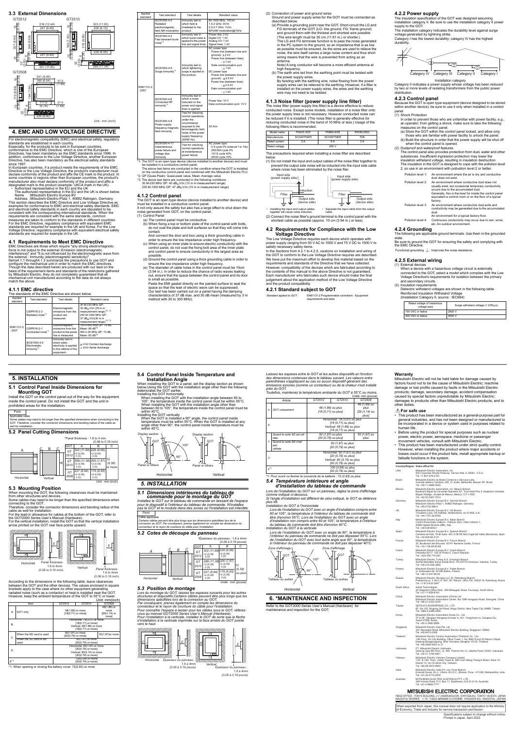## 3.3 External Dimensions

GT2512

316 (12.44)
241 (9.49)
227 (8.94)
246 (9.69)
241 (9.49)
301 (11.85)

GT2510

303 (11.93)
208 (8.19)
209 (8.23)
168 (6.61)
228 (8.98)
288 (11.34)

GT2508

241 (9.49)
169 (6.54)
37.5 (1.48)
171.8 (6.76)
37.5 (1.48)
228 (8.98)

Unit : mm (inch)

# 4. EMC AND LOW VOLTAGE DIRECTIVE

For electromagnetic compatibility (EMC) and electrical safety, regulatory standards are established in each country.
Especially, for the products to be sold in European countries, conformance to the EMC Directive, which is one of the European Directives, has been mandatory as the EMC standards since 1996. In addition, conformance to the Low Voltage Directive, another European Directive, has also been mandatory as the electrical safety standards since 1997.
In European countries, if a product meets the requirements of the EMC Directive or the Low Voltage Directive, the product's manufacturer must declare conformity of the product and affix the CE mark to the product. In some countries or regions other than European countries, the product's manufacturer also must declare conformity of the product and affix a designated mark to the product (example: UKCA mark in the UK).

- Authorized representative in the EU and the UK
The authorized representative in the EU and the UK is shown below.
Name :Mitsubishi Electric Europe BV
Address :Mitsubishi-Electric-Platz 1, 40882 Ratingen, Germany

This section describes the EMC Directive and Low Voltage Directive as examples for conformance to EMC and electrical safety standards. EMC and electrical safety standards in each country are stipulated to be consistent with the corresponding international standards. When the requirements are consistent with the same standards, common measures are taken to conform to the standards in different countries. For the EMC Directive, regulatory compliance with equivalent EMC standards are required for example in the UK and Korea. For the Low Voltage Directive, regulatory compliance with equivalent electrical safety standards are required for example in the UK.

## 4.1 Requirements to Meet EMC Directive

EMC Directives are those which require "any strong electromagnetic force is not output to the external:Emission (electromagnetic interference)" and "It is not influenced by the electromagnetic wave from the external : Immunity (electromagnetic sensitivity)".
Items4.1.1 through4.1.3 summarize the precautions to use GOT and configure the mechanical unit in order to match the EMC directives.
Though the data described herein are produced with our best on the basis of the requirement items and standards of the restrictions gathered by Mitsubishi Electric, they do not completely guaranteed that all mechanical unit manufactured according to the data do not always match the above.

### 4.1.1 EMC directive

The standards of the EMC Directive are shown below.

| Applied standard | Test standard | Test details | Standard value |
|---|---|---|---|
| EN61131-2: 2007 | CISPR16-2-3 Radiated noise*2 | Electromagnetic emissions from the product are measured. | 30 M-230 MHz QP: 30 dBμV/m (30 m in measurement range)*2 *3 230 M-1000 MHz QP: 37 dBμV/m (30 m in measurement range)*2 *3 |
| | CISPR16-2-1 Conducted noise*2 | Electromagnetic emissions from the product to the power line is measured. | 150 k-500 kHz QP: 79 dB, Mean: 66 dB*2 500 k-30 MHz QP: 73 dB, Mean: 60 dB*2 |
| | IEC61000-4-2 Electrostatic immunity*1 | Immunity test in which static electricity is applied to the cabinet of the equipment. | ± 4 kV Contact discharge ± 8 kV Aerial discharge |
| | IEC61000-4-3 Radiated electromagnetic field AM modulation | Immunity test in which field is irradiated to the product. | 80-1000 MHz: 10V/m 1.4-2 GHz: 3V/m 2.0-2.7 GHz: 1V/m 80%AM modulation@1kHz |
| | IEC61000-4-4 Fast transient burst noise*1 | Immunity test in which burst noise is applied to the power line and signal lines. | Power line: 2 kV Digital I/O: 1 kV Analog I/O: 1 kV Signal lines: 1 kV |
| | IEC61000-4-5 Surge immunity*1 | Immunity test in which lightening surge is applied to the product. | AC power type Power line (between line and ground): ± 2 kV Power line (between lines): ± 1 kV Data communication port: ± 1 kV DC power type Power line (between line and ground): ± 0.5 kV Power line (between lines): ± 0.5 kV Data communication port: ± 1 kV |
| | IEC61000-4-6 Conducted RF immunity*1 | Immunity test in which a noise inducted on the power and signal lines is applied. | Power line: 10 V Data communication port: 10 V |
| | IEC61000-4-8 Power supply frequency magnetic field immunity | Test for checking normal operations under the circumstance exposed to the ferromagnetic field noise of the power supply frequency (50/60 Hz). | 30 A/m |
| | IEC61000-4-11 Instantaneous power failure and voltage dips immunity | Test for checking normal operations at instantaneous power failure. | AC power type 0.5 cycle 0% (interval 1 to 10s) 250/300 cycle 0% 10/12 cycle 40% 25/30 cycle 70% |

*1: The GOT is an open type device (device installed to another device) and must be installed in a conductive control panel.
The above test items are conducted in the condition where the GOT is installed on the conductive control panel and combined with the Mitsubishi Electric PLC.
*2: QP (Quasi-Peak): Quasi-peak value, Mean: Average value
*3: The above test items are conducted in the following conditions.
30 M-230 MHz QP: 40 dBμV/m (10 m in measurement range)
230 M-1000 MHz QP: 47 dBμV/m (10 m in measurement range)

### 4.1.2 Control panel

The GOT is an open type device (device installed to another device) and must be installed in a conductive control panel.
It not only assure the safety but also has a large effect to shut down the noise generated from GOT, on the control panel.
(1) Control Panel
(a) The control panel must be conductive.
(b) When fixing a top or bottom plate of the control panel with bolts, do not coat the plate and bolt surfaces so that they will come into contact.
And connect the door and box using a thick grounding cable in order to ensure the low impedance under high frequency.
(c) When using an inner plate to ensure electric conductivity with the control panel, do not coat the fixing bolt area of the inner plate and control panel to ensure conductivity in the largest area as possible.
(d) Ground the control panel using a thick grounding cable in order to ensure the low impedance under high frequency.
(e) The diameter of cable holes in the control panel must be 10cm (3.94 in.). In order to reduce the chance of radio waves leaking out, ensure that the space between the control panel and its door is small as possible.
Paste the EMI gasket directly on the painted surface to seal the space so that the leak of electric wave can be suppressed.
Our test has been carried out on a panel having the damping characteristics of 37 dB max. and 30 dB mean (measured by 3 m method with 30 to 300 MHz).

(2) Connection of power and ground wires
Ground and power supply wires for the GOT must be connected as described below.
(a) Provide a grounding point near the GOT. Short-circuit the LG and FG terminals of the GOT (LG: line ground, FG: frame ground) and ground them with the thickest and shortest wire possible (The wire length must be 30 cm (11.81 in.) or shorter.)
The LG and FG terminals function is to pass the noise generated in the PC system to the ground, so an impedance that is as low as possible must be ensured. As the wires are used to relieve the noise, the wire itself carries a large noise content and thus short wiring means that the wire is prevented from acting as an antenna.
Note) A long conductor will become a more efficient antenna at high frequency.
(b) The earth wire led from the earthing point must be twisted with the power supply wires.
By twisting with the earthing wire, noise flowing from the power supply wires can be relieved to the earthing. However, if a filter is installed on the power supply wires, the wires and the earthing wire may not need to be twisted.

### 4.1.3 Noise filter (power supply line filter)

The noise filter (power supply line filter) is a device effective to reduce conducted noise. Except some models, installation of a noise filter onto the power supply lines is not necessary. However conducted noise can be reduced if it is installed. (The noise filter is generally effective for reducing conducted noise in the band of 10 MHz or less.) Usage of the following filters is recommended.

| Model name | FN343-3/05 | FN660-6/06 | RSHN-2003 |
|---|---|---|---|
| Manufacturer | SCHAFFNER | SCHAFFNER | TDK |
| Rated current | 3 A | 6 A | 3 A |
| Rated voltage | 250 V | | |

The precautions required when installing a noise filter are described below.
(1) Do not install the input and output cables of the noise filter together to prevent the output side noise will be inducted into the input side cable where noise has been eliminated by the noise filter.

Input side (power supply side)
Induction
Filter
Output side (device side)
Input side (power supply side)
Filter
Output side (device side)
- Installing the input and output cables together will cause noise induction.
- Separate the input cable from the output cable.

(2) Connect the noise filter's ground terminal to the control panel with the shortest cable as possible (approx. 10 cm (3.94 in.) or less).

## 4.2 Requirements for Compliance with the Low Voltage Directive

The Low Voltage Directive requires each device which operates with power supply ranging from 50 V AC to 1000 V and 75 V DC to 1500 V to satisfy necessary safety items.
In the Sections from 4.2.1 to 4.2.5, cautions on installation and wiring of the GOT to conform to the Low Voltage Directive requires are described.
We have put the maximum effort to develop this material based on the requirements and standards of the Directive that we have collected.
However, compatibility of the devices which are fabricated according to the contents of this manual to the above Directive is not guaranteed.
Each manufacturer who fabricates such device should make the final judgement about the application method of the Low Voltage Directive and the product compatibility.

### 4.2.1 Standard subject to GOT

Standard applied to GOT : EN61131-2 Programmable controllers - Equipment requirements and tests

### 4.2.2 Power supply

The insulation specification of the GOT was designed assuming installation category II. Be sure to use the installation category II power supply to the GOT.
The installation category indicates the durability level against surge voltage generated by lightning strike.
Category I has the lowest durability; category IV has the highest durability.

Category IV Category III Category II Category I
Installation category

Category II indicates a power supply whose voltage has been reduced by two or more levels of isolating transformers from the public power distribution.

### 4.2.3 Control panel

Because the GOT is open type equipment (device designed to be stored within another device), be sure to use it only when installed in a control panel.
(1) Shock Protection
In order to prevent those who are unfamiliar with power facility, e.g., an operator, from getting a shock, make sure to take the following measures on the control panel.
(a) Store the GOT within the control panel locked, and allow only those who are familiar with power facility to unlock the panel.
(b) Build the structure in order that the power supply will be shut off when the control panel is opened.
(2) Dustproof and waterproof features
The control panel also provides protection from dust, water and other substances. Insufficient ingression protection may lower the insulation withstand voltage, resulting in insulation destruction.
The insulation in the GOT is designed to cope with the pollution level 2, so use in an environment with pollution level 2 or better.

| | |
|---|---|
| Pollution level 1: | An environment where the air is dry and conductive dust does not exist. |
| Pollution level 2: | An environment where conductive dust does not usually exist, but occasional temporary conductivity occurs due to the accumulated dust. Generally, this is the level for inside the control panel equivalent a control room or on the floor of a typical factory. |
| Pollution level 3: | An environment where conductive dust exits and conductivity may be generated due to the accumulated dust. An environment for a typical factory floor. |
| Pollution level 4: | Continuous conductivity may occur due to rain, snow, etc. An outdoor environment. |

### 4.2.4 Grounding

The following are applicable ground terminals. Use them in the grounded state.
Be sure to ground the GOT for ensuring the safety and complying with the EMC Directive.
Functional grounding: Improves the noise resistance.

### 4.2.5 External wiring

(1) External devices
When a device with a hazardous voltage circuit is externally connected to the GOT, select a model which complies with the Low Voltage Directive's requirements for isolation between the primary and secondary circuits.
(2) Insulation requirements
Dielectric withstand voltages are shown in the following table.
Reinforced Insulation Withstand Voltage
(Installation Category II, source : IEC664)

| Rated voltage of hazardous voltage area | Surge withstand voltage (1.2/50 μs) |
|---|---|
| 150 VAC or below | 2500 V |
| 300 VAC or below | 4000 V |

# 5. INSTALLATION

## 5.1 Control Panel Inside Dimensions for Mounting GOT

Install the GOT on the control panel out of the way for the equipment inside the control panel. Do not install the GOT and the unit in prohibited areas for the installation.

Point
Applicable cable
Some cables may need to be longer than the specified dimensions when connecting to the GOT. Therefore, consider the connector dimensions and bending radius of the cable as well for installation.

## 5.2 Panel Cutting Dimensions

*Panel thickness : 1.6 to 4 mm (0.06 to 0.16 inch)

| GOT | A | B | C |
|---|---|---|---|
| GT2512 | 302 (11.89) +2 (0.08) 0 (0) | 228 (8.98) +2 (0.08) 0 (0) | 10 (0.39) or more |
| GT2510 | 289 (11.38) +2 (0.08) 0 (0) | 200 (7.87) +2 (0.08) 0 (0) | |
| GT2508 | 227 (8.94) +2 (0.08) 0 (0) | 176 (6.93) +2 (0.08) 0 (0) | |

Unit : mm (inch)

Horizontal Vertical

## 5.3 Mounting Position

When mounting the GOT, the following clearances must be maintained from other structures and devices.
Some cables may need to be longer than the specified dimensions when connecting to the GOT.
Therefore, consider the connector dimensions and bending radius of the cable as well for installation.
For the lead-in allowance for cables at the bottom of the GOT, refer to the GOT2000 Series User's Manual (Hardware).
For the vertical installation, install the GOT so that the vertical installation arrow printed on the GOT rear face points upward.

Horizontal Panel thickness: 1.6 to 4mm (0.06 to 0.16 inch)
Vertical Panel thickness: 1.6 to 4mm (0.06 to 0.16 inch)

According to the dimensions in the following table, leave clearances between the GOT and the other devices. The values enclosed in square brackets apply to the case where no other equipment generating radiated noise (such as a contactor) or heat is installed near the GOT. However, keep the ambient temperature of the GOT to 55°C or lower.

Unit: mm(inch)

| Item | | GT2512 | GT2510 | GT2508 |
|---|---|---|---|---|
| A | GOT only | 48(1.89) or more [18(0.71) or more] | | 48(1.89) or more [29(1.14) or more] |
| B | | Horizontal: 78(3.07) or more [18(0.71) or more] Vertical: 48(1.89) or more [18(0.71) or more] | | |
| C | When the SD card is used | 50(1.97) or more [20(0.79) or more] | | 50(1.97)or more |
| | When the SD card is not used | 50(1.97) or more [20(0.79) or more] | | |
| D | | Horizontal: 50(1.97) or more [20(0.79) or more] Vertical: 80(3.15) or more [20(0.79) or more] | | |
| E*1 | | 100(3.94) or more [20(0.79) or more] | | |

*1: When opening or closing the battery cover: 72(2.83) or more

## 5.4 Control Panel Inside Temperature and Installation Angle

When installing the GOT to a panel, set the display section as shown below.Using the GOT with the installation angle other than the following deteriorates the GOT earlier.
Installing the GOT horizontally
When installing the GOT with the installation angle between 60 to 105°, the temperature inside the control panel must be within 55°C.
When installing the GOT with the installation angle other than between 60 to 105°, the temperature inside the control panel must be within 40°C.
Installing the GOT vertically
When the GOT is installed a 90° angle, the control panel inside temperature must be within 55°C. When the GOT is installed at any angle other than 90°, the control panel inside temperature must be within 40°C.

Display section GOT 105° 60° Panel or others
Display section GOT 90° Panel or others
Horizontal Vertical

# *5. INSTALLATION*

## *5.1 Dimensions intérieures du tableau de commande pour le montage du GOT*

*Installez le GOT sur le tableau de commande en laissant de l'espace pour le dispositif à l'intérieur du tableau de commande. N'installez pas le GOT et le module dans des zones où l'installation est interdite.*

*Point*
*Câble applicable*
*Certains câbles peuvent être plus longs que les dimensions spécifiées lors de la connexion au GOT. Par conséquent, prenez également en compte les dimensions du connecteur et le rayon de courbure du câble pour l'installation.*

## *5.2 Cotes de découpe du panneau*

*\*Épaisseur du panneau : 1,6 à 4mm (0,06 à 0,16 pouce)*

| *GOT* | *A* | *B* | *C* |
|---|---|---|---|
| *GT 2512* | *302 (11,89) +2 (0,08) 0 (0)* | *228 (8,98) +2 (0,08) 0 (0)* | *10 (0,39) ou plus* |
| *GT 2510* | *289 (11,38) +2 (0,08) 0 (0)* | *200 (7,87) +2 (0,08) 0 (0)* | |
| *GT 2508* | *227 (8,94) +2 (0,08) 0 (0)* | *176 (6,93) +2 (0,08) 0 (0)* | |

*Unité : mm (pouce)*

*Horizontal Vertical*

## *5.3 Position de montage*

*Lors du montage du GOT, laissez les espaces suivants pour les autres structures et dispositifs.Certains câbles peuvent être plus longs que les dimensions spécifiées lors de la connexion au GOT.*
*Par conséquent, prenez également en compte les dimensions du connecteur et le rayon de courbure du câble pour l'installation.*
*Pour connaître l'espace à laisser pour les câbles sous le GOT, référez-vous au manuel GOT2000 Series User's Manual (Hardware).*
*Pour l'installation à la verticale, installez le GOT de sorte que la flèche d'installation à la verticale imprimée sur la face arrière du GOT pointe vers le haut.*

*Horizontal Épaisseur du panneau : 1,6 à 4mm (0,06 à 0,16 pouce)*
*Vertical Épaisseur du panneau : 1,6 à 4mm (0,06 à 0,16 pouce)*

*Laissez les espaces entre le GOT et les autres dispositifs en fonction des dimensions contenues dans le tableau suivant. Les valeurs entre parenthèses s'appliquent au cas où aucun dispositif générant des émissions sonores (comme un contacteur) ou de la chaleur n'est installé près du GOT.*
*Toutefois, maintenez la température ambiante du GOT à 55°C ou moins.*

*Unité: mm (pouce)*

| *Article* | | *GT2512* | *GT2510* | *GT2508* |
|---|---|---|---|---|
| *A* | *GOT uniquement* | *48 (1,89) ou plus [18 (0,71) ou plus]* | | *48 (1,89) ou plus [29 (1,14) ou plus]* |
| *B* | | *Horizontal: 78 (3,07) ou plus [18 (0,71) ou plus] Vertical: 48 (1,89) ou plus [18 (0,71) ou plus]* | | |
| *C* | *Quand la carte SD est utilisée* | *50 (1,97) ou plus [20 (0,79) ou plus]* | | *50 (1,97) ou plus* |
| | *Quand la carte SD n'est pas utilisée* | *50 (1,97) ou plus [20 (0,79) ou plus]* | | |
| *D* | | *Horizontal: 50 (1,97) ou plus [20 (0,79) ou plus] Vertical: 80 (3,15) ou plus [20 (0,79) ou plus]* | | |
| *E\*1* | | *100 (3,94) ou plus [20 (0,79) ou plus]* | | |

*\*1: Pour ouvrir ou fermer le couvercle de la batterie : 72 (2,83) ou plus*

## *5.4 Température intérieure et angle d'installation du tableau de commande*

*Lors de l'installation du GOT sur un panneau, réglez la zone d'affichage comme indiqué ci-dessous.*
*Si l'angle d'installation est différent de celui indiqué, le GOT se détériore plus tôt.*
*Installation du GOT à l'horizontale*
*Lors de l'installation du GOT avec un angle d'installation compris entre 60 et 105°, la température à l'intérieur du tableau de commande doit être d'environ 55°C. Lors de l'installation du GOT avec un angle d'installation non compris entre 60 et 105°, la température à l'intérieur du tableau de commande doit être d'environ 40°C.*
*Installation du GOT à la verticale*
*Lors de l'installation du GOT avec un angle de 90°, la température à l'intérieur du panneau de commande ne doit pas dépasser 55°C. Lors de l'installation du GOT avec tout autre angle que 90°, la température à l'intérieur du panneau de commande ne doit pas dépasser 40°C.*

*Zone d'affichage GOT 105° 60° Tableau ou autres*
*Zone d'affichage GOT 90° Tableau ou autres*
*Horizontal Vertical*

# 6. *MAINTENANCE AND INSPECTION

Refer to the GOT2000 Series User's Manual (Hardware) for maintenance and inspection for the GOT.

## Warranty

Mitsubishi Electric will not be held liable for damage caused by factors found not to be the cause of Mitsubishi Electric; machine damage or lost profits caused by faults in the Mitsubishi Electric products; damage, secondary damage, accident compensation caused by special factors unpredictable by Mitsubishi Electric; damages to products other than Mitsubishi Electric products; and to other duties.

### ⚠ For safe use

- This product has been manufactured as a general-purpose part for general industries, and has not been designed or manufactured to be incorporated in a device or system used in purposes related to human life.
- Before using the product for special purposes such as nuclear power, electric power, aerospace, medicine or passenger movement vehicles, consult with Mitsubishi Electric.
- This product has been manufactured under strict quality control. However, when installing the product where major accidents or losses could occur if the product fails, install appropriate backup or failsafe functions in the system.

| Country/Region | Sales office/Tel |
|---|---|
| USA | Mitsubishi Electric Automation, Inc. 500 Corporate Woods Parkway, Vernon Hills, IL 60061, U.S.A. Tel: +1-847-478-2100 |
| Brazil | Mitsubishi Electric do Brasil Comércio e Serviços Ltda. Avenida Adelino Cardana, 293, 21 andar, Bethaville, Barueri SP, Brasil Tel: +55-11-4689-3000 |
| Mexico | Mitsubishi Electric Automation, Inc. Mexico Branch Boulevard Miguel de Cervantes Saavedra 301, Torre Norte Piso 5, Ampliación Granada, Miguel Hidalgo, Ciudad de Mexico, Mexico, C.P.11520 Tel: +52-55-3067-7512 |
| Germany | Mitsubishi Electric Europe B.V. German Branch Mitsubishi-Electric-Platz 1, 40882 Ratingen, Germany Tel: +49-2102-486-0 |
| UK | Mitsubishi Electric Europe B.V. UK Branch Travellers Lane, UK-Hatfield, Hertfordshire, AL10 8XB, U.K. Tel: +44-1707-28-8780 |
| Italy | Mitsubishi Electric Europe B.V. Italian Branch Centro Direzionale Colleoni - Palazzo Sirio, Viale Colleoni 7, 20864 Agrate Brianza (MB), Italy Tel: +39-039-60531 |
| Spain | Mitsubishi Electric Europe B.V. Spanish Branch Carretera de Rubí, 76-80-Apdo. 420, E-08190 Sant Cugat del Vallés (Barcelona), Spain Tel: +34-935-65-3131 |
| France | Mitsubishi Electric Europe B.V. French Branch 25, Boulevard des Bouvets, 92741 Nanterre Cedex, France Tel: +33-1-55-68-55-68 |
| Czech | Mitsubishi Electric Europe B.V. Czech Branch Pekarska 621/7, 155 00 Praha 5, Czech Republic Tel: +420-255 719 200 |
| Turkey | Mitsubishi Electric Turkey A.Ş. Ümraniye Branch Serifali Mahallesi Kale Sokak No:5, TR-34775 Umraniye / Istanbul, Turkey Tel: +90-216-969-2500 |
| Poland | Mitsubishi Electric Europe B.V. Polish Branch ul. Krakowska 48, 32-083 Balice, Poland Tel: +48-12-347-65-00 |
| Russia | Mitsubishi Electric (Russia) LLC St. Petersburg Branch Piskarevsky pr. 2, bld 2, lit "Sch", BC "Benua", office 720; 195027 St. Petersburg, Russia Tel: +7-812-633-3497 |
| South Africa | Adroit Technologies 20 Waterford Office Park, 189 Witkoppen Road, Fourways, South Africa Tel: +27-11-658-8100 |
| China | Mitsubishi Electric Automation (China) Ltd. Mitsubishi Electric Automation Center, No.1386 Hongqiao Road, Shanghai, China Tel: +86-21-2322-3030 |
| Taiwan | SETSUYO ENTERPRISE CO., LTD. 6F, No.105, Wugong 3rd Road, Wugu District, New Taipei City 24889, Taiwan Tel: +886-2-2299-2499 |
| Korea | Mitsubishi Electric Automation Korea Co., Ltd. 7F to 9F, Gangseo Hangang Xi-tower A, 401, Yangcheon-ro, Gangseo-Gu, Seoul 07528, Korea Tel: +82-2-3660-9569 |
| Singapore | Mitsubishi Electric Asia Pte. Ltd. 307 Alexandra Road, Mitsubishi Electric Building, Singapore 159943 Tel: +65-6473-2308 |
| Thailand | Mitsubishi Electric Factory Automation (Thailand) Co., Ltd. 12th Floor, SV City Building, Office Tower 1, No. 896/19 and 20 Rama 3 Road, Kwaeng Bangpongpang, Khet Yannawa, Bangkok 10120, Thailand Tel: +66-2682-6522 to 31 |
| Indonesia | PT. Mitsubishi Electric Indonesia Gedung Jaya 8th Floor, JL. MH. Thamrin No.12, Jakarta Pusat 10340, Indonesia Tel: +62-21-3192-6461 |
| Vietnam | Mitsubishi Electric Vietnam Company Limited 11th & 12th Floor, Viettel Tower B, 285 Cach Mang Thang 8 Street, Ward 12, District 10, Ho Chi Minh City, Vietnam Tel: +84-28-3910-5945 |
| India | Mitsubishi Electric India Pvt. Ltd. Pune Branch Emerald House, EL-3, J Block, M.I.D.C., Bhosari, Pune - 411026, Maharashtra, India Tel: +91-20-2710-2000 |
| Australia | MITSUBISHI ELECTRIC AUSTRALIA PTY. LTD. 348 Victoria Road, P.O. Box 11, Rydalmere, N.S.W 2116, Australia Tel: +61-2-9684-7777 |

**MITSUBISHI ELECTRIC CORPORATION**
HEAD OFFICE : TOKYO BUILDING, 2-7-3 MARUNOUCHI, CHIYODA-KU, TOKYO 100-8310, JAPAN
NAGOYA WORKS : 1-14 , YADA-MINAMI 5-CHOME, HIGASHI-KU, NAGOYA, JAPAN

When exported from Japan, this manual does not require application to the Ministry of Economy, Trade and Industry for service transaction permission.

Specifications subject to change without notice.
Printed in Japan, April 2022.